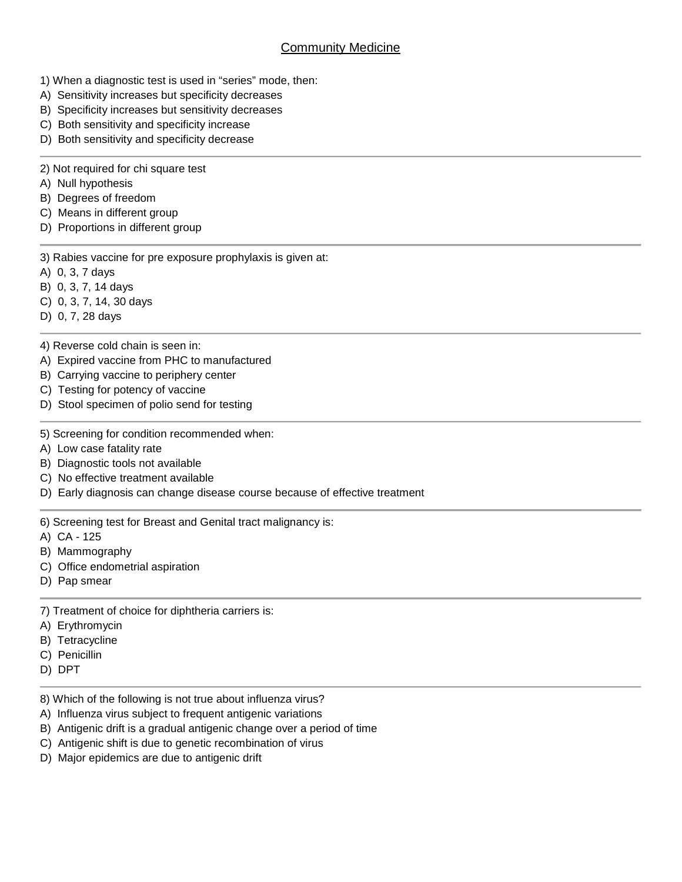# Community Medicine

1) When a diagnostic test is used in “series” mode, then:
A) Sensitivity increases but specificity decreases
B) Specificity increases but sensitivity decreases
C) Both sensitivity and specificity increase
D) Both sensitivity and specificity decrease

---

2) Not required for chi square test
A) Null hypothesis
B) Degrees of freedom
C) Means in different group
D) Proportions in different group

---

3) Rabies vaccine for pre exposure prophylaxis is given at:
A) 0, 3, 7 days
B) 0, 3, 7, 14 days
C) 0, 3, 7, 14, 30 days
D) 0, 7, 28 days

---

4) Reverse cold chain is seen in:
A) Expired vaccine from PHC to manufactured
B) Carrying vaccine to periphery center
C) Testing for potency of vaccine
D) Stool specimen of polio send for testing

---

5) Screening for condition recommended when:
A) Low case fatality rate
B) Diagnostic tools not available
C) No effective treatment available
D) Early diagnosis can change disease course because of effective treatment

---

6) Screening test for Breast and Genital tract malignancy is:
A) CA - 125
B) Mammography
C) Office endometrial aspiration
D) Pap smear

---

7) Treatment of choice for diphtheria carriers is:
A) Erythromycin
B) Tetracycline
C) Penicillin
D) DPT

---

8) Which of the following is not true about influenza virus?
A) Influenza virus subject to frequent antigenic variations
B) Antigenic drift is a gradual antigenic change over a period of time
C) Antigenic shift is due to genetic recombination of virus
D) Major epidemics are due to antigenic drift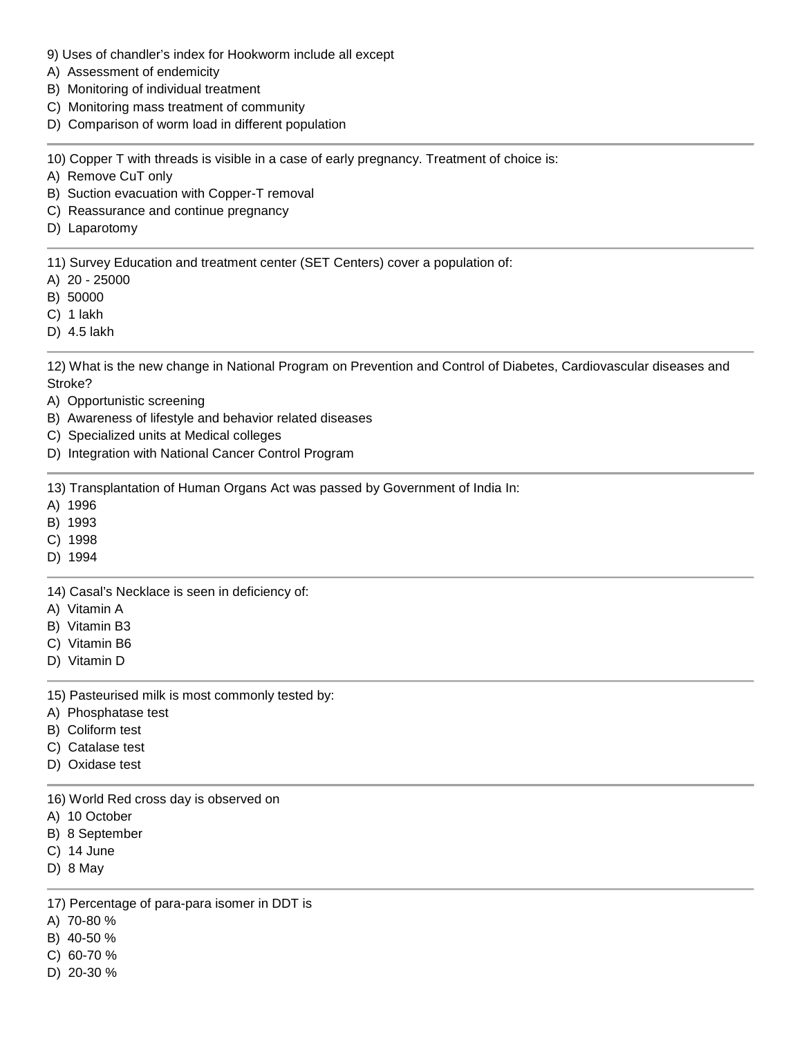9) Uses of chandler's index for Hookworm include all except
A) Assessment of endemicity
B) Monitoring of individual treatment
C) Monitoring mass treatment of community
D) Comparison of worm load in different population

---

10) Copper T with threads is visible in a case of early pregnancy. Treatment of choice is:
A) Remove CuT only
B) Suction evacuation with Copper-T removal
C) Reassurance and continue pregnancy
D) Laparotomy

---

11) Survey Education and treatment center (SET Centers) cover a population of:
A) 20 - 25000
B) 50000
C) 1 lakh
D) 4.5 lakh

---

12) What is the new change in National Program on Prevention and Control of Diabetes, Cardiovascular diseases and Stroke?
A) Opportunistic screening
B) Awareness of lifestyle and behavior related diseases
C) Specialized units at Medical colleges
D) Integration with National Cancer Control Program

---

13) Transplantation of Human Organs Act was passed by Government of India In:
A) 1996
B) 1993
C) 1998
D) 1994

---

14) Casal's Necklace is seen in deficiency of:
A) Vitamin A
B) Vitamin B3
C) Vitamin B6
D) Vitamin D

---

15) Pasteurised milk is most commonly tested by:
A) Phosphatase test
B) Coliform test
C) Catalase test
D) Oxidase test

---

16) World Red cross day is observed on
A) 10 October
B) 8 September
C) 14 June
D) 8 May

---

17) Percentage of para-para isomer in DDT is
A) 70-80 %
B) 40-50 %
C) 60-70 %
D) 20-30 %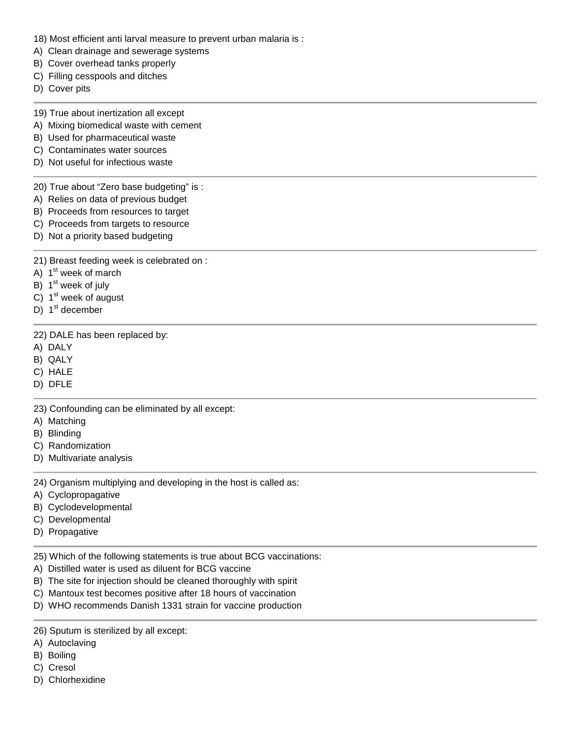18) Most efficient anti larval measure to prevent urban malaria is :

A) Clean drainage and sewerage systems
B) Cover overhead tanks properly
C) Filling cesspools and ditches
D) Cover pits

---

19) True about inertization all except

A) Mixing biomedical waste with cement
B) Used for pharmaceutical waste
C) Contaminates water sources
D) Not useful for infectious waste

---

20) True about “Zero base budgeting” is :

A) Relies on data of previous budget
B) Proceeds from resources to target
C) Proceeds from targets to resource
D) Not a priority based budgeting

---

21) Breast feeding week is celebrated on :

A) 1st week of march
B) 1st week of july
C) 1st week of august
D) 1st december

---

22) DALE has been replaced by:

A) DALY
B) QALY
C) HALE
D) DFLE

---

23) Confounding can be eliminated by all except:

A) Matching
B) Blinding
C) Randomization
D) Multivariate analysis

---

24) Organism multiplying and developing in the host is called as:

A) Cyclopropagative
B) Cyclodevelopmental
C) Developmental
D) Propagative

---

25) Which of the following statements is true about BCG vaccinations:

A) Distilled water is used as diluent for BCG vaccine
B) The site for injection should be cleaned thoroughly with spirit
C) Mantoux test becomes positive after 18 hours of vaccination
D) WHO recommends Danish 1331 strain for vaccine production

---

26) Sputum is sterilized by all except:

A) Autoclaving
B) Boiling
C) Cresol
D) Chlorhexidine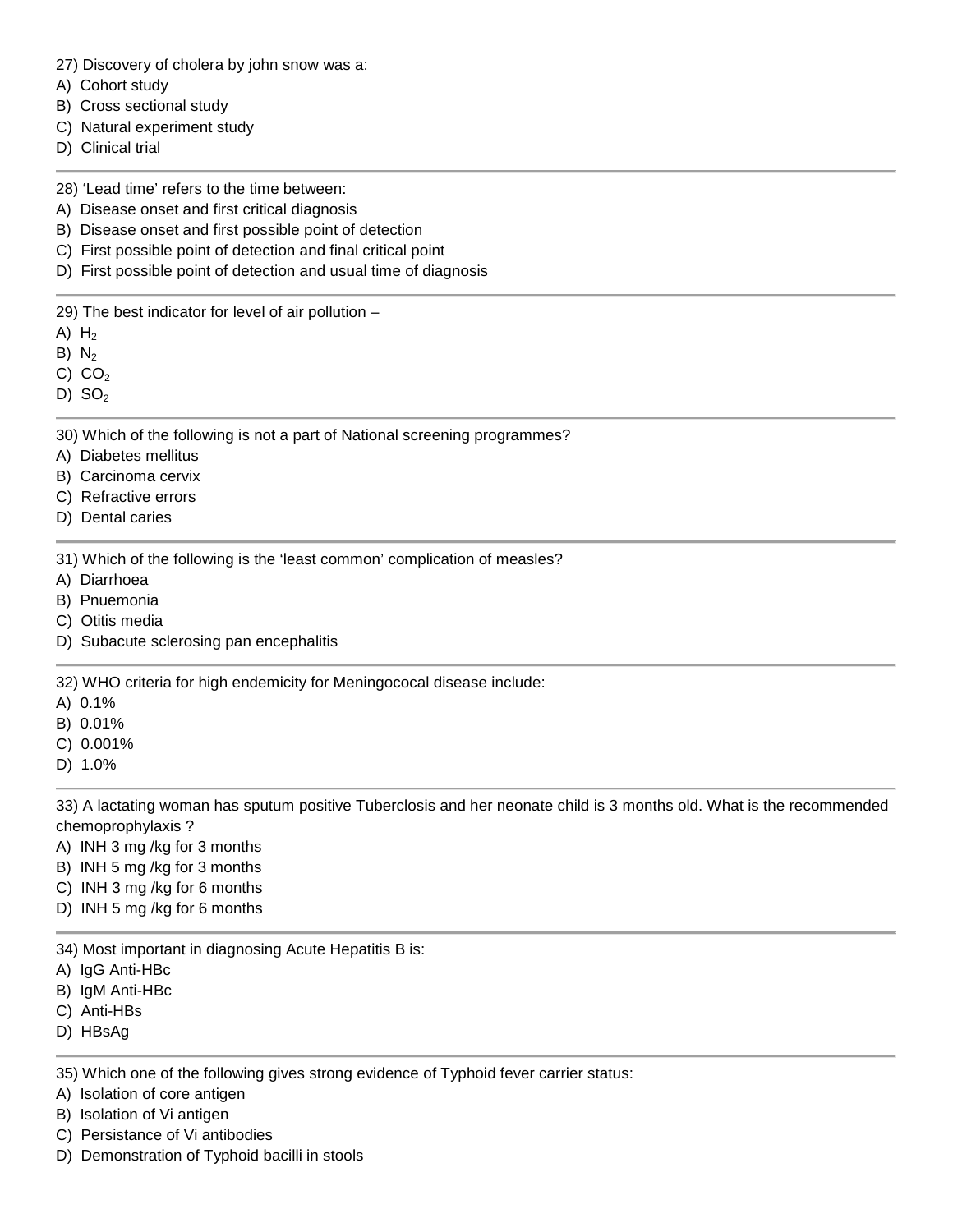27) Discovery of cholera by john snow was a:
A) Cohort study
B) Cross sectional study
C) Natural experiment study
D) Clinical trial

---

28) ‘Lead time’ refers to the time between:
A) Disease onset and first critical diagnosis
B) Disease onset and first possible point of detection
C) First possible point of detection and final critical point
D) First possible point of detection and usual time of diagnosis

---

29) The best indicator for level of air pollution –
A) $H_2$
B) $N_2$
C) $CO_2$
D) $SO_2$

---

30) Which of the following is not a part of National screening programmes?
A) Diabetes mellitus
B) Carcinoma cervix
C) Refractive errors
D) Dental caries

---

31) Which of the following is the ‘least common’ complication of measles?
A) Diarrhoea
B) Pnuemonia
C) Otitis media
D) Subacute sclerosing pan encephalitis

---

32) WHO criteria for high endemicity for Meningococal disease include:
A) 0.1%
B) 0.01%
C) 0.001%
D) 1.0%

---

33) A lactating woman has sputum positive Tuberclosis and her neonate child is 3 months old. What is the recommended chemoprophylaxis ?
A) INH 3 mg /kg for 3 months
B) INH 5 mg /kg for 3 months
C) INH 3 mg /kg for 6 months
D) INH 5 mg /kg for 6 months

---

34) Most important in diagnosing Acute Hepatitis B is:
A) IgG Anti-HBc
B) IgM Anti-HBc
C) Anti-HBs
D) HBsAg

---

35) Which one of the following gives strong evidence of Typhoid fever carrier status:
A) Isolation of core antigen
B) Isolation of Vi antigen
C) Persistance of Vi antibodies
D) Demonstration of Typhoid bacilli in stools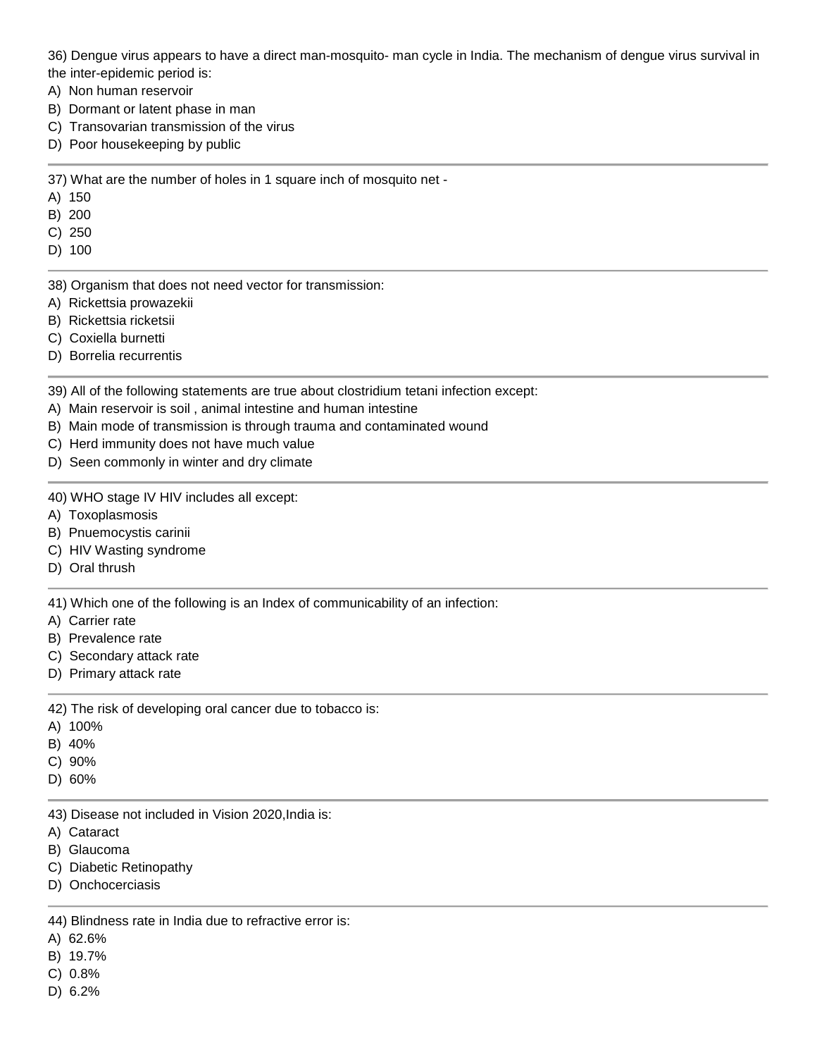36) Dengue virus appears to have a direct man-mosquito- man cycle in India. The mechanism of dengue virus survival in the inter-epidemic period is:
A) Non human reservoir
B) Dormant or latent phase in man
C) Transovarian transmission of the virus
D) Poor housekeeping by public

---

37) What are the number of holes in 1 square inch of mosquito net -
A) 150
B) 200
C) 250
D) 100

---

38) Organism that does not need vector for transmission:
A) Rickettsia prowazekii
B) Rickettsia ricketsii
C) Coxiella burnetti
D) Borrelia recurrentis

---

39) All of the following statements are true about clostridium tetani infection except:
A) Main reservoir is soil , animal intestine and human intestine
B) Main mode of transmission is through trauma and contaminated wound
C) Herd immunity does not have much value
D) Seen commonly in winter and dry climate

---

40) WHO stage IV HIV includes all except:
A) Toxoplasmosis
B) Pnuemocystis carinii
C) HIV Wasting syndrome
D) Oral thrush

---

41) Which one of the following is an Index of communicability of an infection:
A) Carrier rate
B) Prevalence rate
C) Secondary attack rate
D) Primary attack rate

---

42) The risk of developing oral cancer due to tobacco is:
A) 100%
B) 40%
C) 90%
D) 60%

---

43) Disease not included in Vision 2020,India is:
A) Cataract
B) Glaucoma
C) Diabetic Retinopathy
D) Onchocerciasis

---

44) Blindness rate in India due to refractive error is:
A) 62.6%
B) 19.7%
C) 0.8%
D) 6.2%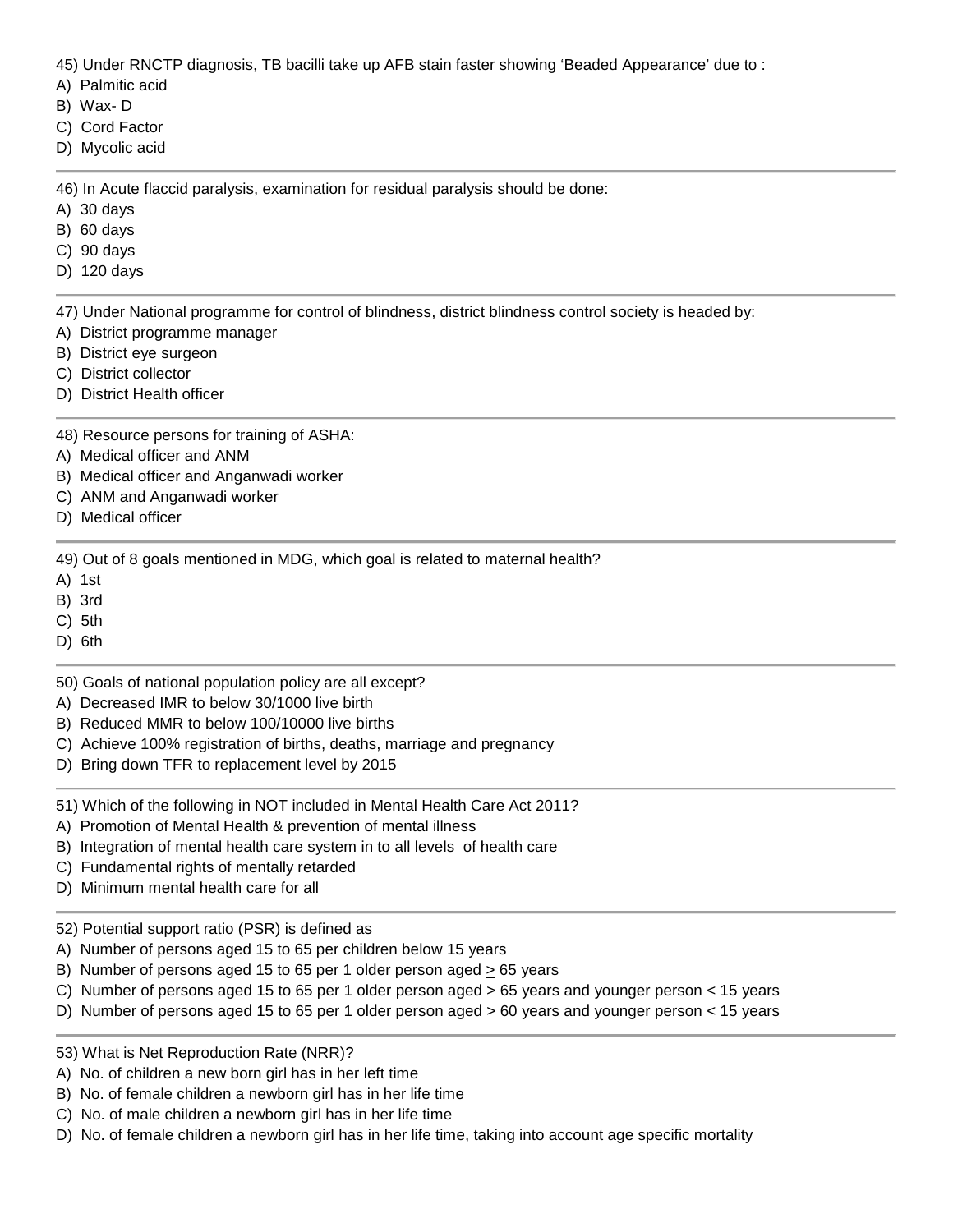45) Under RNCTP diagnosis, TB bacilli take up AFB stain faster showing 'Beaded Appearance' due to :

A) Palmitic acid
B) Wax- D
C) Cord Factor
D) Mycolic acid

---

46) In Acute flaccid paralysis, examination for residual paralysis should be done:

A) 30 days
B) 60 days
C) 90 days
D) 120 days

---

47) Under National programme for control of blindness, district blindness control society is headed by:

A) District programme manager
B) District eye surgeon
C) District collector
D) District Health officer

---

48) Resource persons for training of ASHA:

A) Medical officer and ANM
B) Medical officer and Anganwadi worker
C) ANM and Anganwadi worker
D) Medical officer

---

49) Out of 8 goals mentioned in MDG, which goal is related to maternal health?

A) 1st
B) 3rd
C) 5th
D) 6th

---

50) Goals of national population policy are all except?

A) Decreased IMR to below 30/1000 live birth
B) Reduced MMR to below 100/10000 live births
C) Achieve 100% registration of births, deaths, marriage and pregnancy
D) Bring down TFR to replacement level by 2015

---

51) Which of the following in NOT included in Mental Health Care Act 2011?

A) Promotion of Mental Health & prevention of mental illness
B) Integration of mental health care system in to all levels of health care
C) Fundamental rights of mentally retarded
D) Minimum mental health care for all

---

52) Potential support ratio (PSR) is defined as

A) Number of persons aged 15 to 65 per children below 15 years
B) Number of persons aged 15 to 65 per 1 older person aged $\geq$ 65 years
C) Number of persons aged 15 to 65 per 1 older person aged > 65 years and younger person < 15 years
D) Number of persons aged 15 to 65 per 1 older person aged > 60 years and younger person < 15 years

---

53) What is Net Reproduction Rate (NRR)?

A) No. of children a new born girl has in her left time
B) No. of female children a newborn girl has in her life time
C) No. of male children a newborn girl has in her life time
D) No. of female children a newborn girl has in her life time, taking into account age specific mortality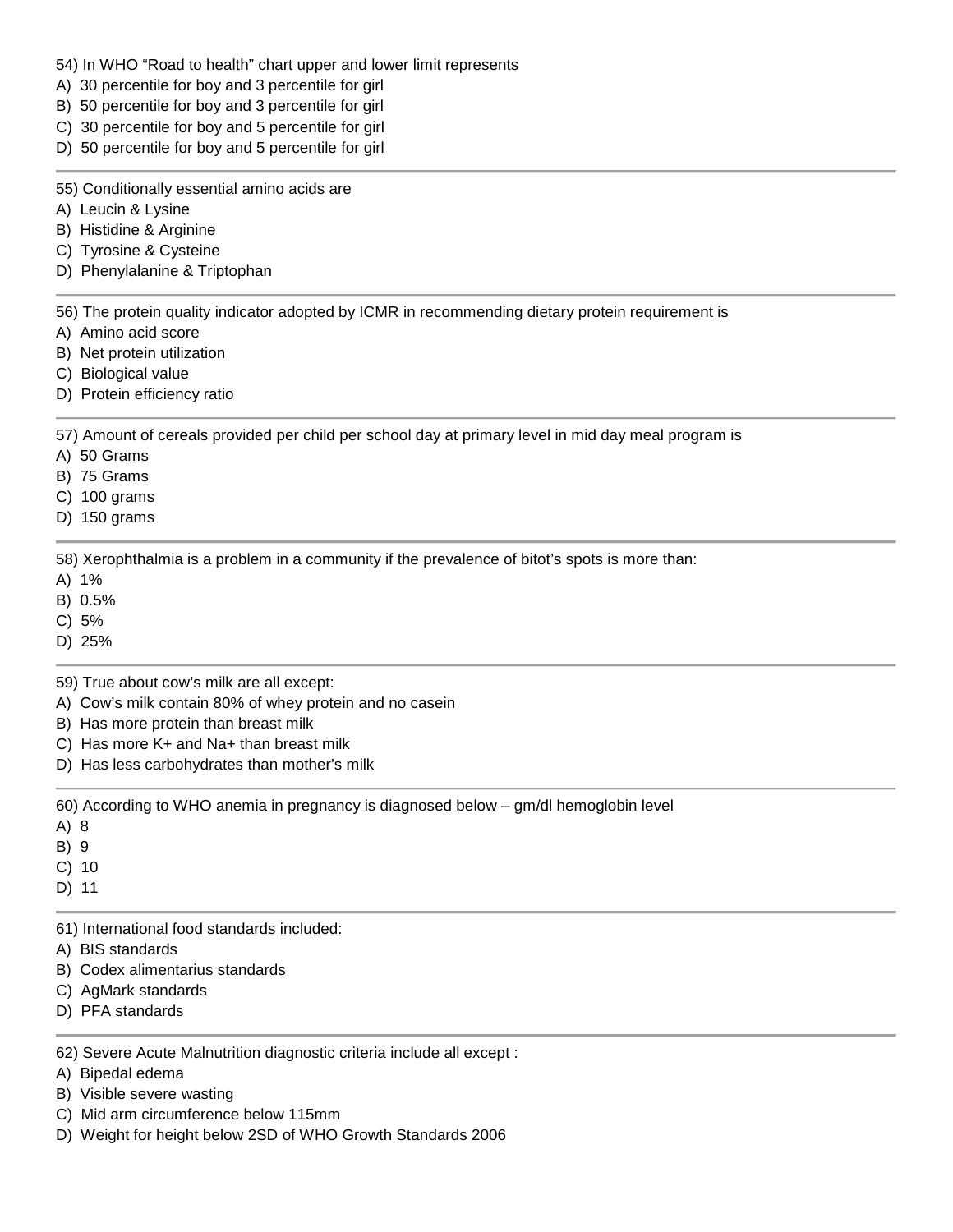54) In WHO "Road to health" chart upper and lower limit represents
A)  30 percentile for boy and 3 percentile for girl
B)  50 percentile for boy and 3 percentile for girl
C)  30 percentile for boy and 5 percentile for girl
D)  50 percentile for boy and 5 percentile for girl

---

55) Conditionally essential amino acids are
A)  Leucin & Lysine
B)  Histidine & Arginine
C)  Tyrosine & Cysteine
D)  Phenylalanine & Triptophan

---

56) The protein quality indicator adopted by ICMR in recommending dietary protein requirement is
A)  Amino acid score
B)  Net protein utilization
C)  Biological value
D)  Protein efficiency ratio

---

57) Amount of cereals provided per child per school day at primary level in mid day meal program is
A)  50 Grams
B)  75 Grams
C)  100 grams
D)  150 grams

---

58) Xerophthalmia is a problem in a community if the prevalence of bitot's spots is more than:
A)  1%
B)  0.5%
C)  5%
D)  25%

---

59) True about cow's milk are all except:
A)  Cow's milk contain 80% of whey protein and no casein
B)  Has more protein than breast milk
C)  Has more K+ and Na+ than breast milk
D)  Has less carbohydrates than mother's milk

---

60) According to WHO anemia in pregnancy is diagnosed below – gm/dl hemoglobin level
A)  8
B)  9
C)  10
D)  11

---

61) International food standards included:
A)  BIS standards
B)  Codex alimentarius standards
C)  AgMark standards
D)  PFA standards

---

62) Severe Acute Malnutrition diagnostic criteria include all except :
A)  Bipedal edema
B)  Visible severe wasting
C)  Mid arm circumference below 115mm
D)  Weight for height below 2SD of WHO Growth Standards 2006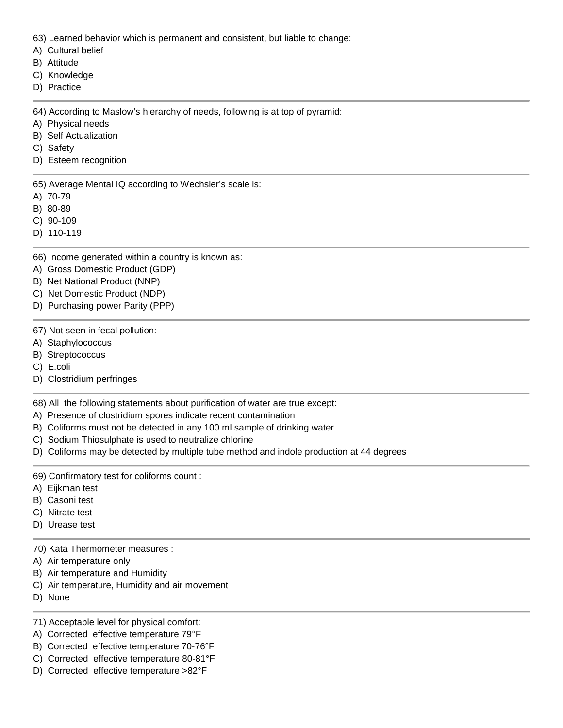63) Learned behavior which is permanent and consistent, but liable to change:
A) Cultural belief
B) Attitude
C) Knowledge
D) Practice

---

64) According to Maslow's hierarchy of needs, following is at top of pyramid:
A) Physical needs
B) Self Actualization
C) Safety
D) Esteem recognition

---

65) Average Mental IQ according to Wechsler's scale is:
A) 70-79
B) 80-89
C) 90-109
D) 110-119

---

66) Income generated within a country is known as:
A) Gross Domestic Product (GDP)
B) Net National Product (NNP)
C) Net Domestic Product (NDP)
D) Purchasing power Parity (PPP)

---

67) Not seen in fecal pollution:
A) Staphylococcus
B) Streptococcus
C) E.coli
D) Clostridium perfringes

---

68) All the following statements about purification of water are true except:
A) Presence of clostridium spores indicate recent contamination
B) Coliforms must not be detected in any 100 ml sample of drinking water
C) Sodium Thiosulphate is used to neutralize chlorine
D) Coliforms may be detected by multiple tube method and indole production at 44 degrees

---

69) Confirmatory test for coliforms count :
A) Eijkman test
B) Casoni test
C) Nitrate test
D) Urease test

---

70) Kata Thermometer measures :
A) Air temperature only
B) Air temperature and Humidity
C) Air temperature, Humidity and air movement
D) None

---

71) Acceptable level for physical comfort:
A) Corrected effective temperature 79°F
B) Corrected effective temperature 70-76°F
C) Corrected effective temperature 80-81°F
D) Corrected effective temperature >82°F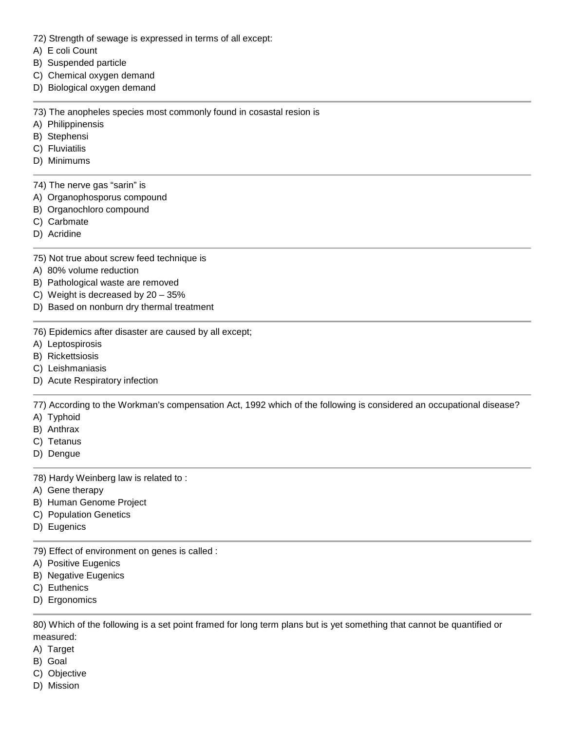72) Strength of sewage is expressed in terms of all except:
A) E coli Count
B) Suspended particle
C) Chemical oxygen demand
D) Biological oxygen demand

---

73) The anopheles species most commonly found in cosastal resion is
A) Philippinensis
B) Stephensi
C) Fluviatilis
D) Minimums

---

74) The nerve gas "sarin" is
A) Organophosporus compound
B) Organochloro compound
C) Carbmate
D) Acridine

---

75) Not true about screw feed technique is
A) 80% volume reduction
B) Pathological waste are removed
C) Weight is decreased by 20 – 35%
D) Based on nonburn dry thermal treatment

---

76) Epidemics after disaster are caused by all except;
A) Leptospirosis
B) Rickettsiosis
C) Leishmaniasis
D) Acute Respiratory infection

---

77) According to the Workman's compensation Act, 1992 which of the following is considered an occupational disease?
A) Typhoid
B) Anthrax
C) Tetanus
D) Dengue

---

78) Hardy Weinberg law is related to :
A) Gene therapy
B) Human Genome Project
C) Population Genetics
D) Eugenics

---

79) Effect of environment on genes is called :
A) Positive Eugenics
B) Negative Eugenics
C) Euthenics
D) Ergonomics

---

80) Which of the following is a set point framed for long term plans but is yet something that cannot be quantified or measured:
A) Target
B) Goal
C) Objective
D) Mission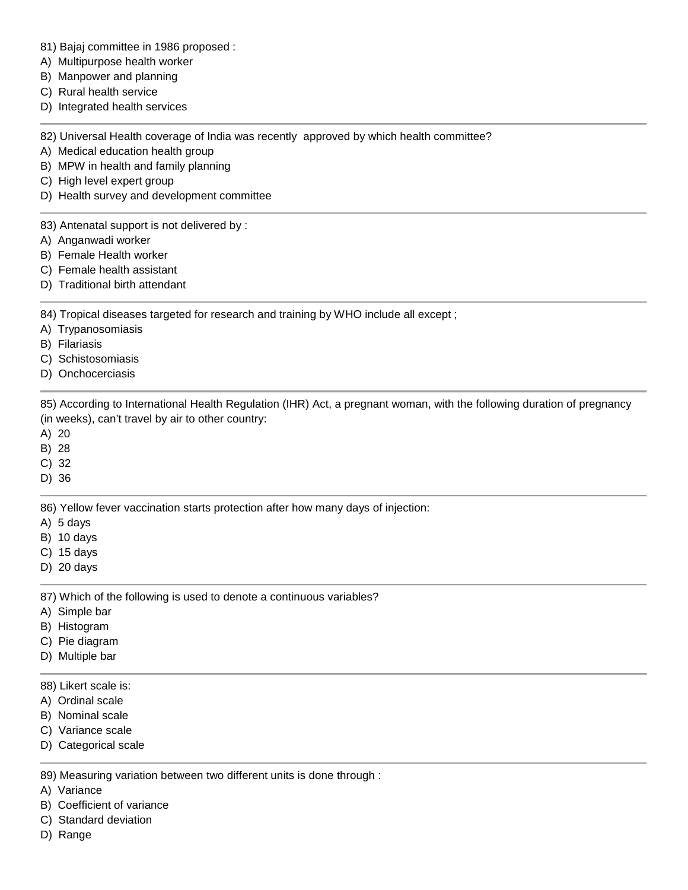81) Bajaj committee in 1986 proposed :
A) Multipurpose health worker
B) Manpower and planning
C) Rural health service
D) Integrated health services

---

82) Universal Health coverage of India was recently approved by which health committee?
A) Medical education health group
B) MPW in health and family planning
C) High level expert group
D) Health survey and development committee

---

83) Antenatal support is not delivered by :
A) Anganwadi worker
B) Female Health worker
C) Female health assistant
D) Traditional birth attendant

---

84) Tropical diseases targeted for research and training by WHO include all except ;
A) Trypanosomiasis
B) Filariasis
C) Schistosomiasis
D) Onchocerciasis

---

85) According to International Health Regulation (IHR) Act, a pregnant woman, with the following duration of pregnancy (in weeks), can't travel by air to other country:
A) 20
B) 28
C) 32
D) 36

---

86) Yellow fever vaccination starts protection after how many days of injection:
A) 5 days
B) 10 days
C) 15 days
D) 20 days

---

87) Which of the following is used to denote a continuous variables?
A) Simple bar
B) Histogram
C) Pie diagram
D) Multiple bar

---

88) Likert scale is:
A) Ordinal scale
B) Nominal scale
C) Variance scale
D) Categorical scale

---

89) Measuring variation between two different units is done through :
A) Variance
B) Coefficient of variance
C) Standard deviation
D) Range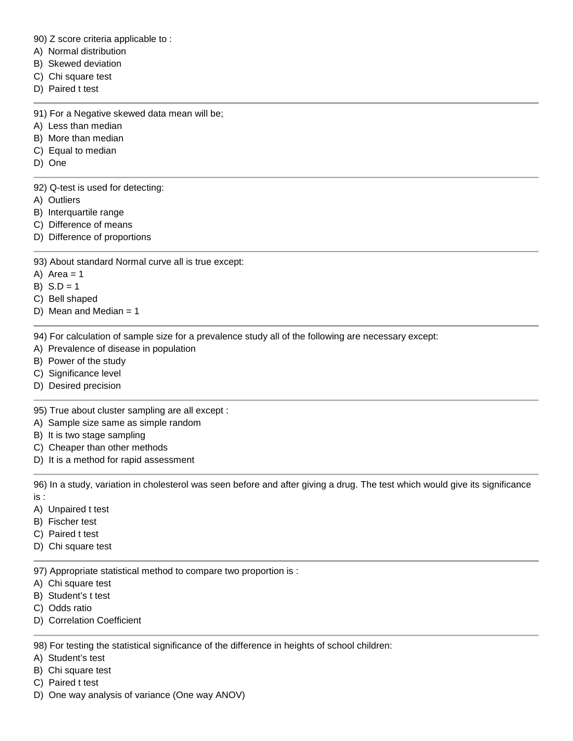90) Z score criteria applicable to :
A) Normal distribution
B) Skewed deviation
C) Chi square test
D) Paired t test

---

91) For a Negative skewed data mean will be;
A) Less than median
B) More than median
C) Equal to median
D) One

---

92) Q-test is used for detecting:
A) Outliers
B) Interquartile range
C) Difference of means
D) Difference of proportions

---

93) About standard Normal curve all is true except:
A) Area = 1
B) S.D = 1
C) Bell shaped
D) Mean and Median = 1

---

94) For calculation of sample size for a prevalence study all of the following are necessary except:
A) Prevalence of disease in population
B) Power of the study
C) Significance level
D) Desired precision

---

95) True about cluster sampling are all except :
A) Sample size same as simple random
B) It is two stage sampling
C) Cheaper than other methods
D) It is a method for rapid assessment

---

96) In a study, variation in cholesterol was seen before and after giving a drug. The test which would give its significance is :
A) Unpaired t test
B) Fischer test
C) Paired t test
D) Chi square test

---

97) Appropriate statistical method to compare two proportion is :
A) Chi square test
B) Student's t test
C) Odds ratio
D) Correlation Coefficient

---

98) For testing the statistical significance of the difference in heights of school children:
A) Student's test
B) Chi square test
C) Paired t test
D) One way analysis of variance (One way ANOV)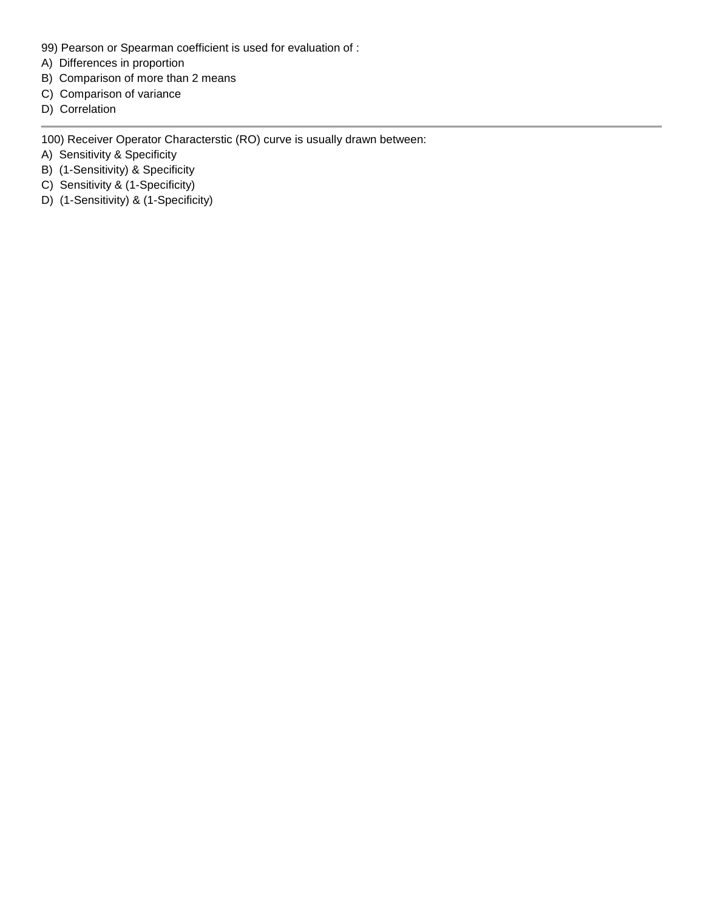99) Pearson or Spearman coefficient is used for evaluation of :

A) Differences in proportion

B) Comparison of more than 2 means

C) Comparison of variance

D) Correlation

---

100) Receiver Operator Characterstic (RO) curve is usually drawn between:

A) Sensitivity & Specificity

B) (1-Sensitivity) & Specificity

C) Sensitivity & (1-Specificity)

D) (1-Sensitivity) & (1-Specificity)